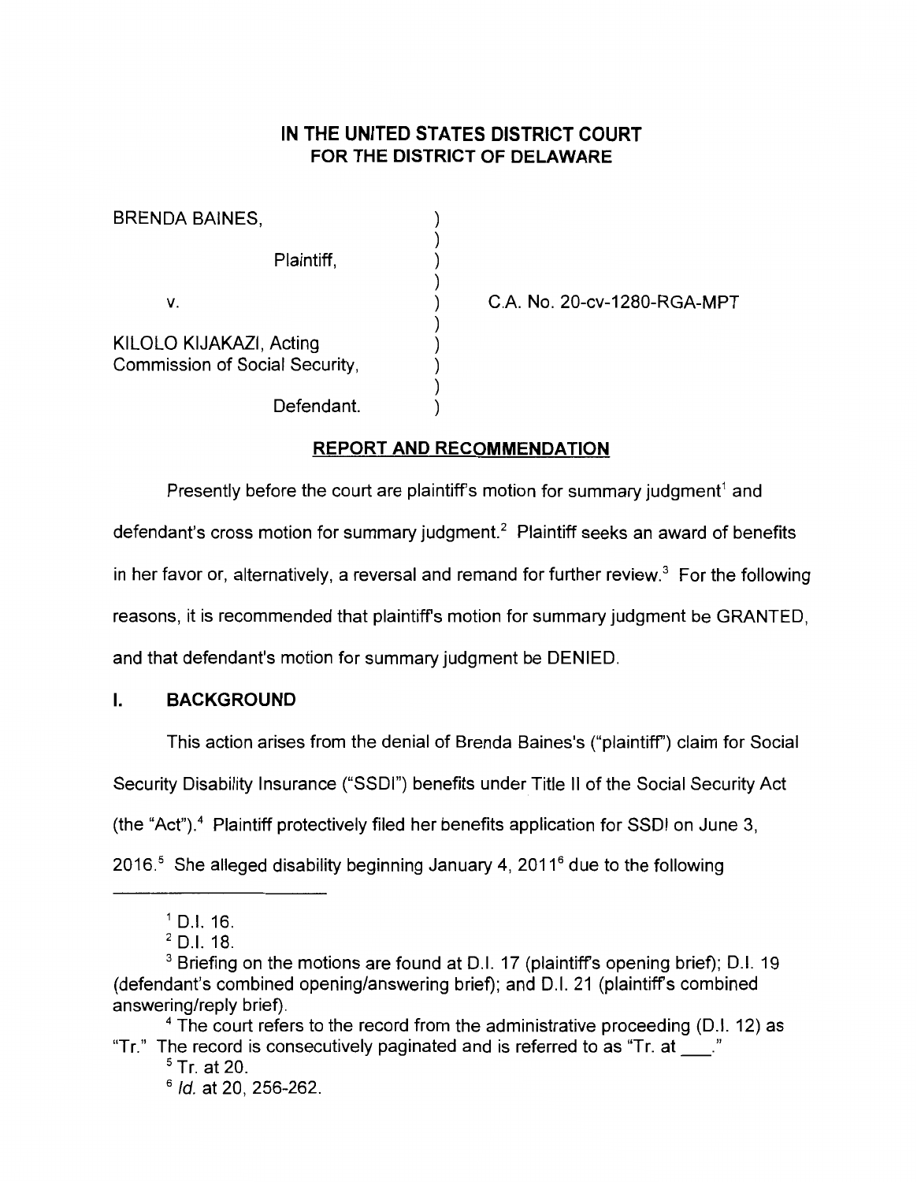# IN THE UNITED STATES DISTRICT COURT FOR THE DISTRICT OF DELAWARE

BRENDA BAINES,

Plaintiff,

v.

KILOLO KIJAKAZI, Acting Commission of Social Security,

Defendant.

C.A. No. 20-cv-1280-RGA-MPT

## REPORT AND RECOMMENDATION

Presently before the court are plaintiff's motion for summary judgment[1] and defendant's cross motion for summary judgment.[2] Plaintiff seeks an award of benefits in her favor or, alternatively, a reversal and remand for further review.[3] For the following reasons, it is recommended that plaintiff's motion for summary judgment be GRANTED, and that defendant's motion for summary judgment be DENIED.

## I. BACKGROUND

This action arises from the denial of Brenda Baines's ("plaintiff") claim for Social Security Disability Insurance ("SSDI") benefits under Title II of the Social Security Act (the "Act").[4] Plaintiff protectively filed her benefits application for SSDI on June 3, 2016.[5] She alleged disability beginning January 4, 2011[6] due to the following

---

[1] D.I. 16.

[2] D.I. 18.

[3] Briefing on the motions are found at D.I. 17 (plaintiff's opening brief); D.I. 19 (defendant's combined opening/answering brief); and D.I. 21 (plaintiff's combined answering/reply brief).

[4] The court refers to the record from the administrative proceeding (D.I. 12) as "Tr." The record is consecutively paginated and is referred to as "Tr. at ___."

[5] Tr. at 20.

[6] *Id.* at 20, 256-262.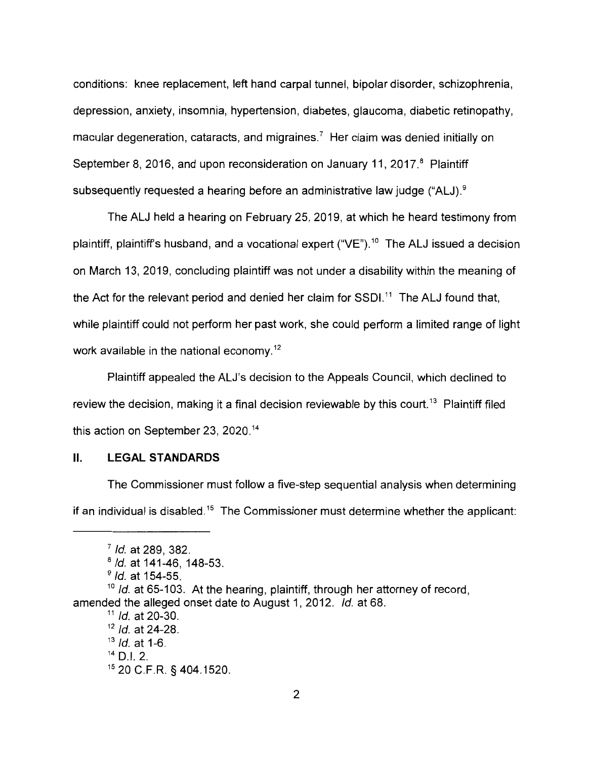conditions: knee replacement, left hand carpal tunnel, bipolar disorder, schizophrenia, depression, anxiety, insomnia, hypertension, diabetes, glaucoma, diabetic retinopathy, macular degeneration, cataracts, and migraines.[7] Her claim was denied initially on September 8, 2016, and upon reconsideration on January 11, 2017.[8] Plaintiff subsequently requested a hearing before an administrative law judge ("ALJ").[9]

The ALJ held a hearing on February 25, 2019, at which he heard testimony from plaintiff, plaintiff's husband, and a vocational expert ("VE").[10] The ALJ issued a decision on March 13, 2019, concluding plaintiff was not under a disability within the meaning of the Act for the relevant period and denied her claim for SSDI.[11] The ALJ found that, while plaintiff could not perform her past work, she could perform a limited range of light work available in the national economy.[12]

Plaintiff appealed the ALJ's decision to the Appeals Council, which declined to review the decision, making it a final decision reviewable by this court.[13] Plaintiff filed this action on September 23, 2020.[14]

## II. LEGAL STANDARDS

The Commissioner must follow a five-step sequential analysis when determining if an individual is disabled.[15] The Commissioner must determine whether the applicant:

---

[7] *Id.* at 289, 382.

[8] *Id.* at 141-46, 148-53.

[9] *Id.* at 154-55.

[10] *Id.* at 65-103. At the hearing, plaintiff, through her attorney of record, amended the alleged onset date to August 1, 2012. *Id.* at 68.

[11] *Id.* at 20-30.

[12] *Id.* at 24-28.

[13] *Id.* at 1-6.

[14] D.I. 2.

[15] 20 C.F.R. § 404.1520.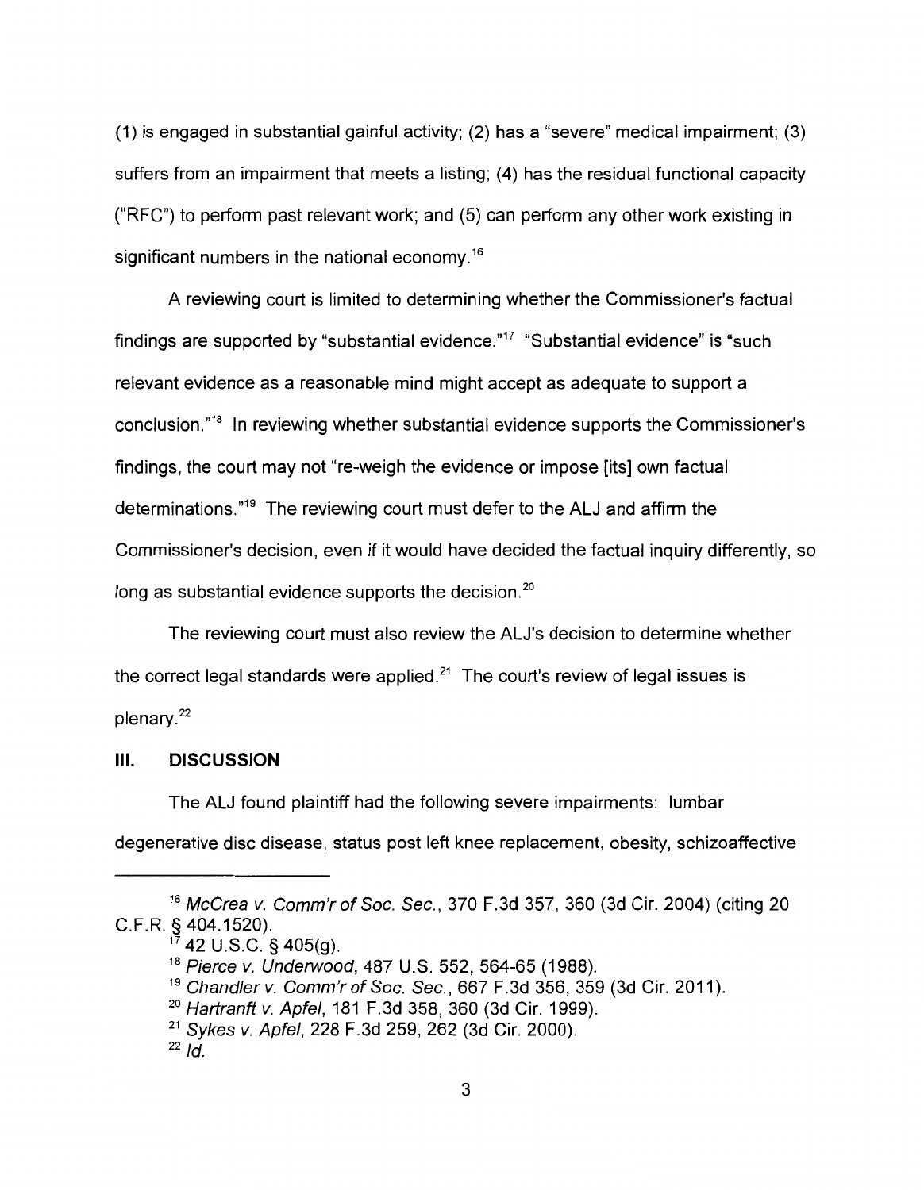(1) is engaged in substantial gainful activity; (2) has a "severe" medical impairment; (3) suffers from an impairment that meets a listing; (4) has the residual functional capacity ("RFC") to perform past relevant work; and (5) can perform any other work existing in significant numbers in the national economy.[16]

A reviewing court is limited to determining whether the Commissioner's factual findings are supported by "substantial evidence."[17] "Substantial evidence" is "such relevant evidence as a reasonable mind might accept as adequate to support a conclusion."[18] In reviewing whether substantial evidence supports the Commissioner's findings, the court may not "re-weigh the evidence or impose [its] own factual determinations."[19] The reviewing court must defer to the ALJ and affirm the Commissioner's decision, even if it would have decided the factual inquiry differently, so long as substantial evidence supports the decision.[20]

The reviewing court must also review the ALJ's decision to determine whether the correct legal standards were applied.[21] The court's review of legal issues is plenary.[22]

## III. DISCUSSION

The ALJ found plaintiff had the following severe impairments: lumbar degenerative disc disease, status post left knee replacement, obesity, schizoaffective

---

[16] *McCrea v. Comm'r of Soc. Sec.*, 370 F.3d 357, 360 (3d Cir. 2004) (citing 20 C.F.R. § 404.1520).

[17] 42 U.S.C. § 405(g).

[18] *Pierce v. Underwood*, 487 U.S. 552, 564-65 (1988).

[19] *Chandler v. Comm'r of Soc. Sec.*, 667 F.3d 356, 359 (3d Cir. 2011).

[20] *Hartranft v. Apfel*, 181 F.3d 358, 360 (3d Cir. 1999).

[21] *Sykes v. Apfel*, 228 F.3d 259, 262 (3d Cir. 2000).

[22] *Id.*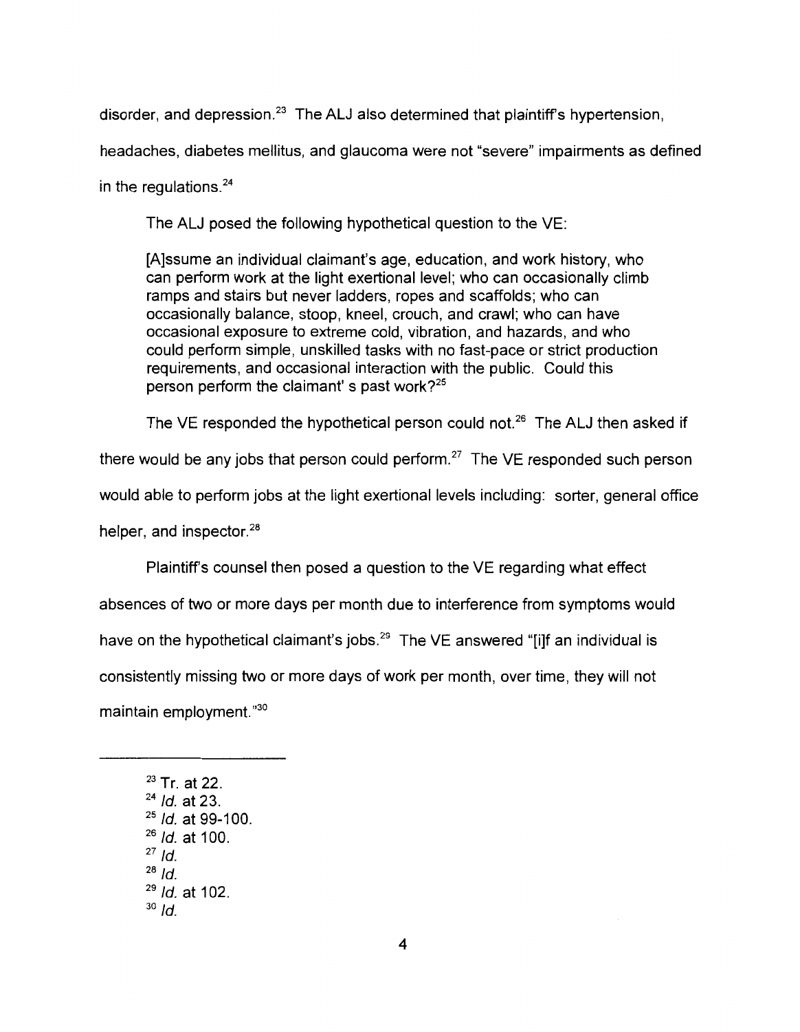disorder, and depression.[23] The ALJ also determined that plaintiff's hypertension, headaches, diabetes mellitus, and glaucoma were not "severe" impairments as defined in the regulations.[24]

The ALJ posed the following hypothetical question to the VE:

> [A]ssume an individual claimant's age, education, and work history, who can perform work at the light exertional level; who can occasionally climb ramps and stairs but never ladders, ropes and scaffolds; who can occasionally balance, stoop, kneel, crouch, and crawl; who can have occasional exposure to extreme cold, vibration, and hazards, and who could perform simple, unskilled tasks with no fast-pace or strict production requirements, and occasional interaction with the public. Could this person perform the claimant' s past work?[25]

The VE responded the hypothetical person could not.[26] The ALJ then asked if there would be any jobs that person could perform.[27] The VE responded such person would able to perform jobs at the light exertional levels including: sorter, general office helper, and inspector.[28]

Plaintiff's counsel then posed a question to the VE regarding what effect absences of two or more days per month due to interference from symptoms would have on the hypothetical claimant's jobs.[29] The VE answered "[i]f an individual is consistently missing two or more days of work per month, over time, they will not maintain employment."[30]

---

[23] Tr. at 22.
[24] *Id.* at 23.
[25] *Id.* at 99-100.
[26] *Id.* at 100.
[27] *Id.*
[28] *Id.*
[29] *Id.* at 102.
[30] *Id.*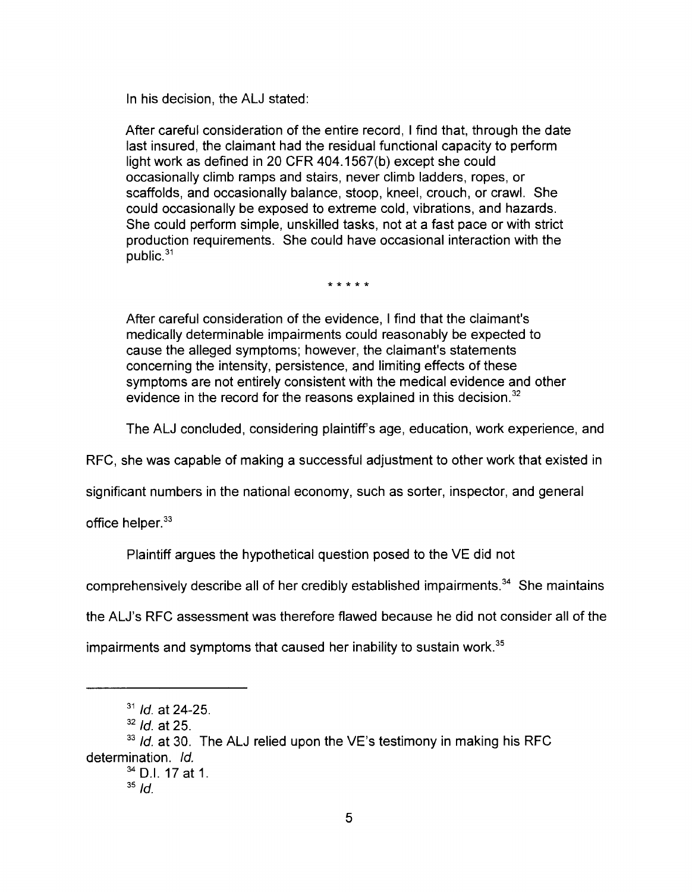In his decision, the ALJ stated:

> After careful consideration of the entire record, I find that, through the date last insured, the claimant had the residual functional capacity to perform light work as defined in 20 CFR 404.1567(b) except she could occasionally climb ramps and stairs, never climb ladders, ropes, or scaffolds, and occasionally balance, stoop, kneel, crouch, or crawl. She could occasionally be exposed to extreme cold, vibrations, and hazards. She could perform simple, unskilled tasks, not at a fast pace or with strict production requirements. She could have occasional interaction with the public.[31]
>
> * * * * *
>
> After careful consideration of the evidence, I find that the claimant's medically determinable impairments could reasonably be expected to cause the alleged symptoms; however, the claimant's statements concerning the intensity, persistence, and limiting effects of these symptoms are not entirely consistent with the medical evidence and other evidence in the record for the reasons explained in this decision.[32]

The ALJ concluded, considering plaintiff's age, education, work experience, and RFC, she was capable of making a successful adjustment to other work that existed in significant numbers in the national economy, such as sorter, inspector, and general office helper.[33]

Plaintiff argues the hypothetical question posed to the VE did not comprehensively describe all of her credibly established impairments.[34] She maintains the ALJ's RFC assessment was therefore flawed because he did not consider all of the impairments and symptoms that caused her inability to sustain work.[35]

---

[31] *Id.* at 24-25.

[32] *Id.* at 25.

[33] *Id.* at 30. The ALJ relied upon the VE's testimony in making his RFC determination. *Id.*

[34] D.I. 17 at 1.

[35] *Id.*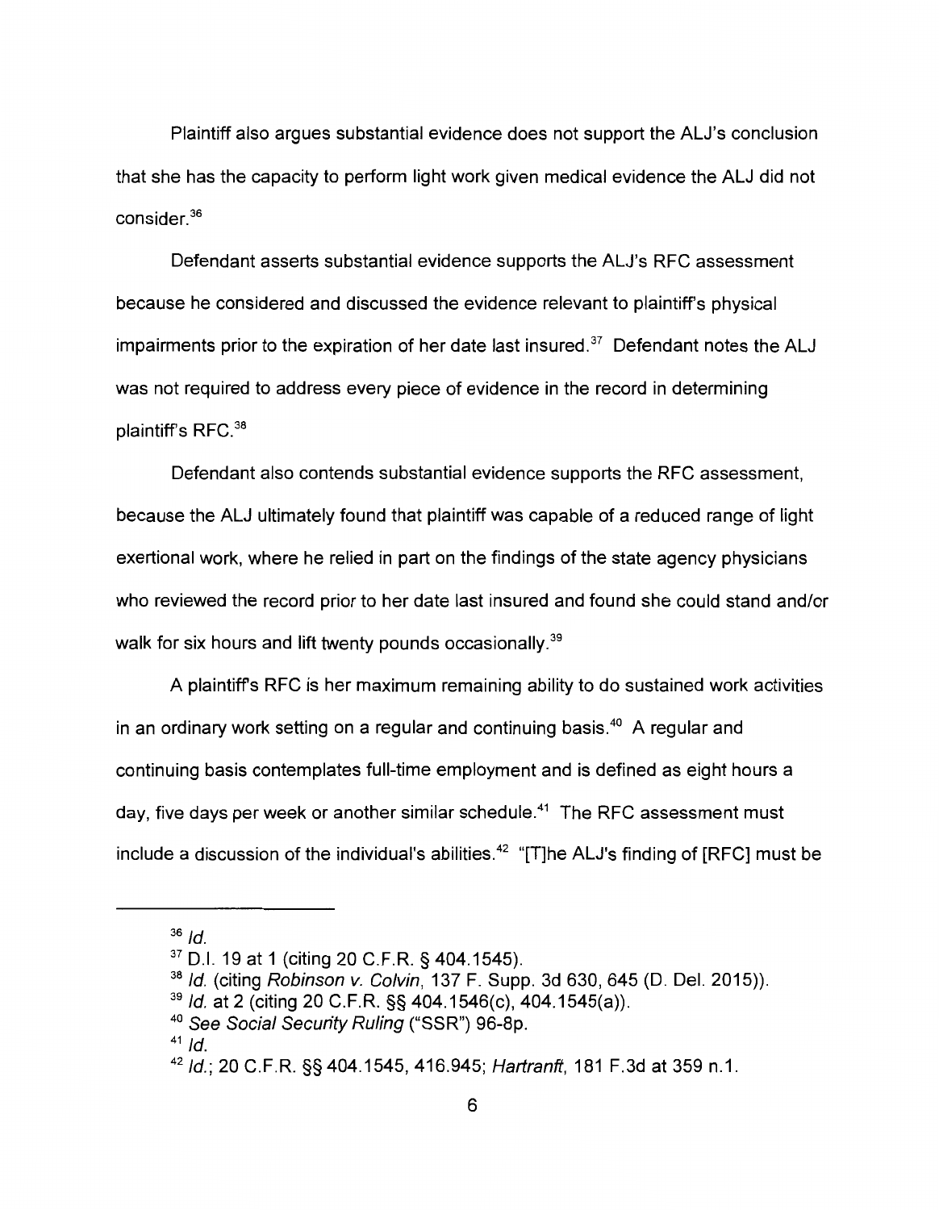Plaintiff also argues substantial evidence does not support the ALJ's conclusion that she has the capacity to perform light work given medical evidence the ALJ did not consider.[36]

Defendant asserts substantial evidence supports the ALJ's RFC assessment because he considered and discussed the evidence relevant to plaintiff's physical impairments prior to the expiration of her date last insured.[37] Defendant notes the ALJ was not required to address every piece of evidence in the record in determining plaintiff's RFC.[38]

Defendant also contends substantial evidence supports the RFC assessment, because the ALJ ultimately found that plaintiff was capable of a reduced range of light exertional work, where he relied in part on the findings of the state agency physicians who reviewed the record prior to her date last insured and found she could stand and/or walk for six hours and lift twenty pounds occasionally.[39]

A plaintiff's RFC is her maximum remaining ability to do sustained work activities in an ordinary work setting on a regular and continuing basis.[40] A regular and continuing basis contemplates full-time employment and is defined as eight hours a day, five days per week or another similar schedule.[41] The RFC assessment must include a discussion of the individual's abilities.[42] "[T]he ALJ's finding of [RFC] must be

---

[36] *Id.*

[37] D.I. 19 at 1 (citing 20 C.F.R. § 404.1545).

[38] *Id.* (citing *Robinson v. Colvin*, 137 F. Supp. 3d 630, 645 (D. Del. 2015)).

[39] *Id.* at 2 (citing 20 C.F.R. §§ 404.1546(c), 404.1545(a)).

[40] *See Social Security Ruling* ("SSR") 96-8p.

[41] *Id.*

[42] *Id.*; 20 C.F.R. §§ 404.1545, 416.945; *Hartranft*, 181 F.3d at 359 n.1.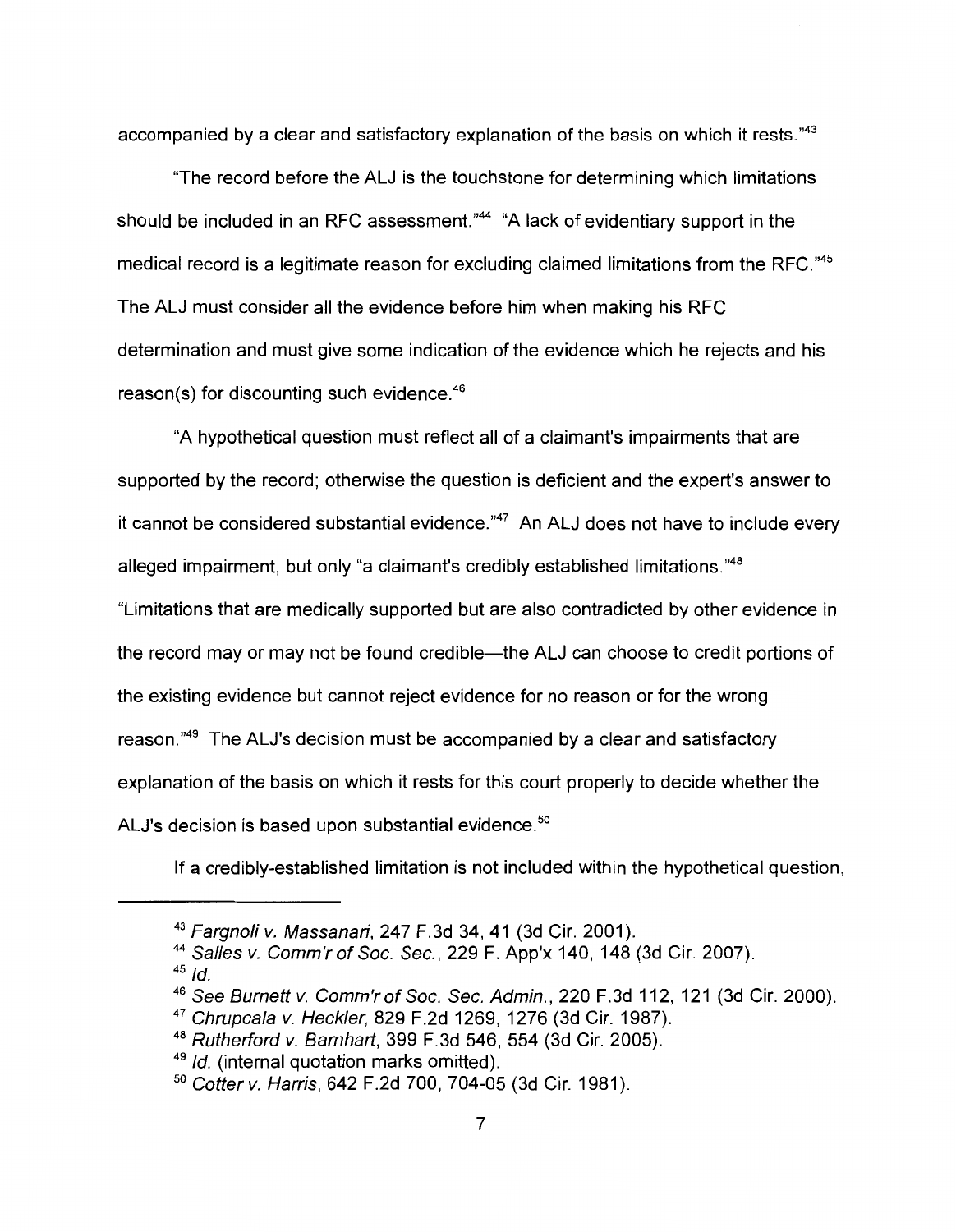accompanied by a clear and satisfactory explanation of the basis on which it rests."[43]

"The record before the ALJ is the touchstone for determining which limitations should be included in an RFC assessment."[44] "A lack of evidentiary support in the medical record is a legitimate reason for excluding claimed limitations from the RFC."[45] The ALJ must consider all the evidence before him when making his RFC determination and must give some indication of the evidence which he rejects and his reason(s) for discounting such evidence.[46]

"A hypothetical question must reflect all of a claimant's impairments that are supported by the record; otherwise the question is deficient and the expert's answer to it cannot be considered substantial evidence."[47] An ALJ does not have to include every alleged impairment, but only "a claimant's credibly established limitations."[48] "Limitations that are medically supported but are also contradicted by other evidence in the record may or may not be found credible—the ALJ can choose to credit portions of the existing evidence but cannot reject evidence for no reason or for the wrong reason."[49] The ALJ's decision must be accompanied by a clear and satisfactory explanation of the basis on which it rests for this court properly to decide whether the ALJ's decision is based upon substantial evidence.[50]

If a credibly-established limitation is not included within the hypothetical question,

---

[43] *Fargnoli v. Massanari*, 247 F.3d 34, 41 (3d Cir. 2001).

[44] *Salles v. Comm'r of Soc. Sec.*, 229 F. App'x 140, 148 (3d Cir. 2007).

[45] *Id.*

[46] *See Burnett v. Comm'r of Soc. Sec. Admin.*, 220 F.3d 112, 121 (3d Cir. 2000).

[47] *Chrupcala v. Heckler*, 829 F.2d 1269, 1276 (3d Cir. 1987).

[48] *Rutherford v. Barnhart*, 399 F.3d 546, 554 (3d Cir. 2005).

[49] *Id.* (internal quotation marks omitted).

[50] *Cotter v. Harris*, 642 F.2d 700, 704-05 (3d Cir. 1981).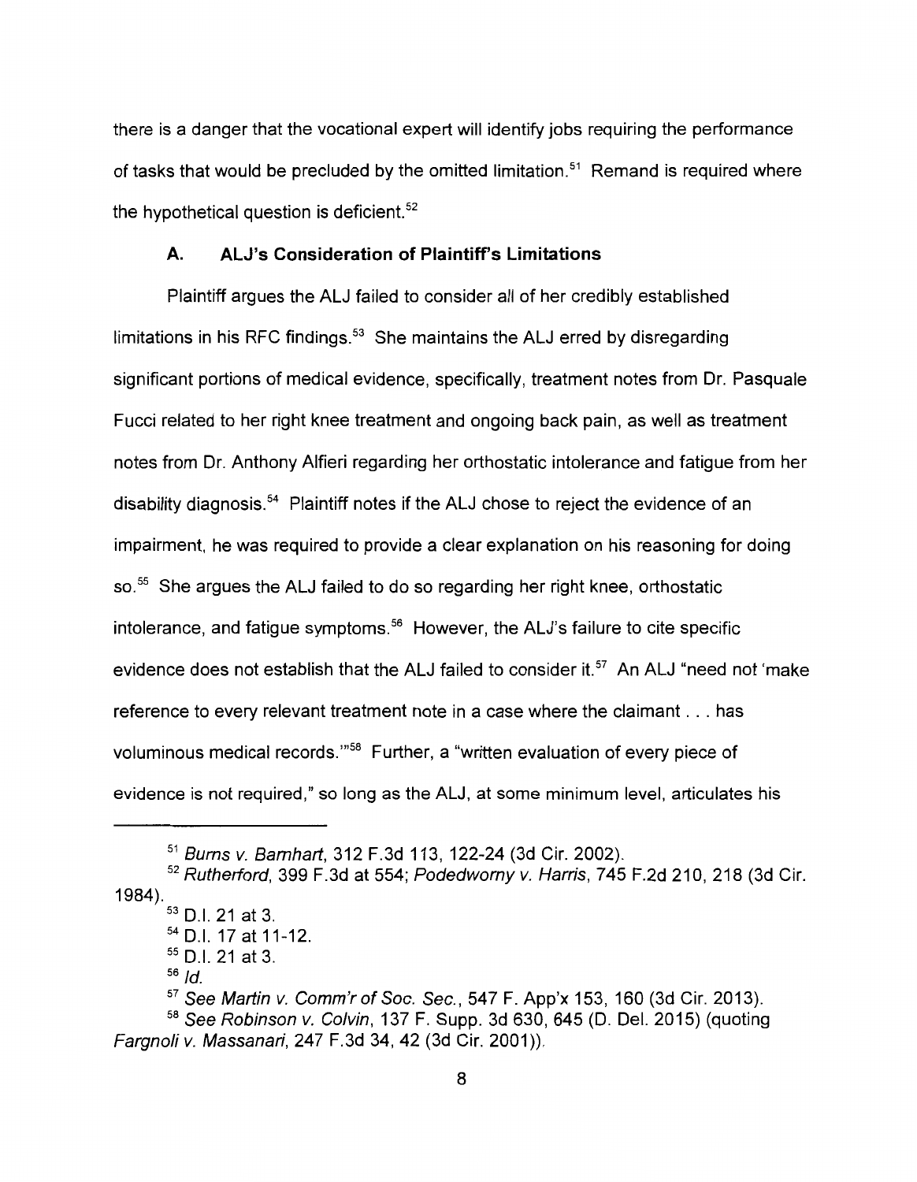there is a danger that the vocational expert will identify jobs requiring the performance of tasks that would be precluded by the omitted limitation.[51] Remand is required where the hypothetical question is deficient.[52]

### A. ALJ's Consideration of Plaintiff's Limitations

Plaintiff argues the ALJ failed to consider all of her credibly established limitations in his RFC findings.[53] She maintains the ALJ erred by disregarding significant portions of medical evidence, specifically, treatment notes from Dr. Pasquale Fucci related to her right knee treatment and ongoing back pain, as well as treatment notes from Dr. Anthony Alfieri regarding her orthostatic intolerance and fatigue from her disability diagnosis.[54] Plaintiff notes if the ALJ chose to reject the evidence of an impairment, he was required to provide a clear explanation on his reasoning for doing so.[55] She argues the ALJ failed to do so regarding her right knee, orthostatic intolerance, and fatigue symptoms.[56] However, the ALJ's failure to cite specific evidence does not establish that the ALJ failed to consider it.[57] An ALJ "need not 'make reference to every relevant treatment note in a case where the claimant . . . has voluminous medical records.'"[58] Further, a "written evaluation of every piece of evidence is not required," so long as the ALJ, at some minimum level, articulates his

---

[51] *Burns v. Barnhart*, 312 F.3d 113, 122-24 (3d Cir. 2002).

[52] *Rutherford*, 399 F.3d at 554; *Podedworny v. Harris*, 745 F.2d 210, 218 (3d Cir. 1984).

[53] D.I. 21 at 3.

[54] D.I. 17 at 11-12.

[55] D.I. 21 at 3.

[56] *Id.*

[57] *See Martin v. Comm'r of Soc. Sec.*, 547 F. App'x 153, 160 (3d Cir. 2013).

[58] *See Robinson v. Colvin*, 137 F. Supp. 3d 630, 645 (D. Del. 2015) (quoting *Fargnoli v. Massanari*, 247 F.3d 34, 42 (3d Cir. 2001)).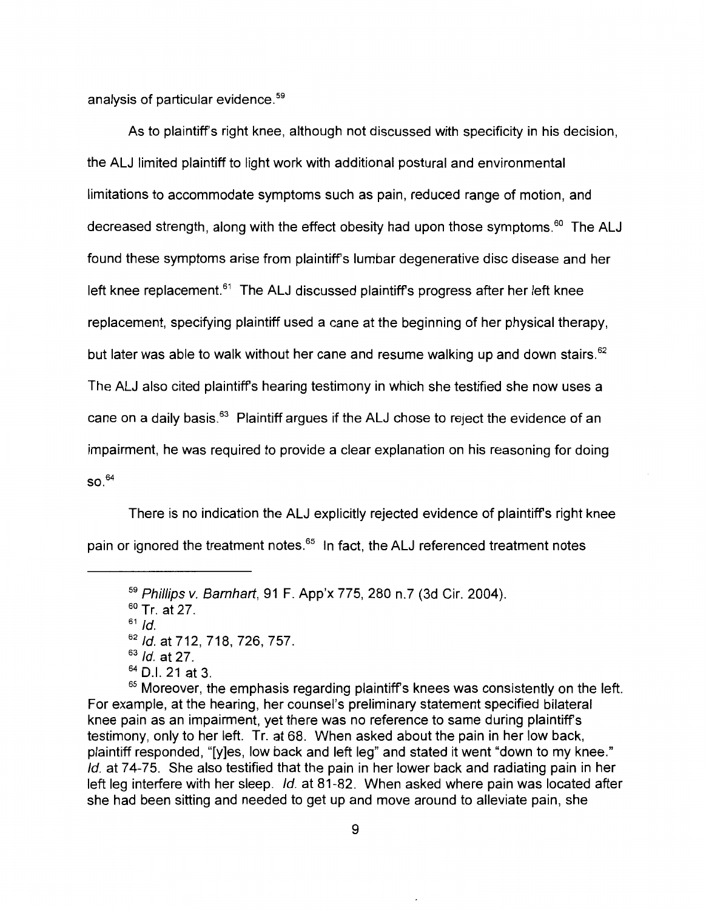analysis of particular evidence.[59]

As to plaintiff's right knee, although not discussed with specificity in his decision, the ALJ limited plaintiff to light work with additional postural and environmental limitations to accommodate symptoms such as pain, reduced range of motion, and decreased strength, along with the effect obesity had upon those symptoms.[60] The ALJ found these symptoms arise from plaintiff's lumbar degenerative disc disease and her left knee replacement.[61] The ALJ discussed plaintiff's progress after her left knee replacement, specifying plaintiff used a cane at the beginning of her physical therapy, but later was able to walk without her cane and resume walking up and down stairs.[62] The ALJ also cited plaintiff's hearing testimony in which she testified she now uses a cane on a daily basis.[63] Plaintiff argues if the ALJ chose to reject the evidence of an impairment, he was required to provide a clear explanation on his reasoning for doing so.[64]

There is no indication the ALJ explicitly rejected evidence of plaintiff's right knee pain or ignored the treatment notes.[65] In fact, the ALJ referenced treatment notes

---

[59] *Phillips v. Barnhart*, 91 F. App'x 775, 280 n.7 (3d Cir. 2004).

[60] Tr. at 27.

[61] *Id.*

[62] *Id.* at 712, 718, 726, 757.

[63] *Id.* at 27.

[64] D.I. 21 at 3.

[65] Moreover, the emphasis regarding plaintiff's knees was consistently on the left. For example, at the hearing, her counsel's preliminary statement specified bilateral knee pain as an impairment, yet there was no reference to same during plaintiff's testimony, only to her left. Tr. at 68. When asked about the pain in her low back, plaintiff responded, "[y]es, low back and left leg" and stated it went "down to my knee." *Id.* at 74-75. She also testified that the pain in her lower back and radiating pain in her left leg interfere with her sleep. *Id.* at 81-82. When asked where pain was located after she had been sitting and needed to get up and move around to alleviate pain, she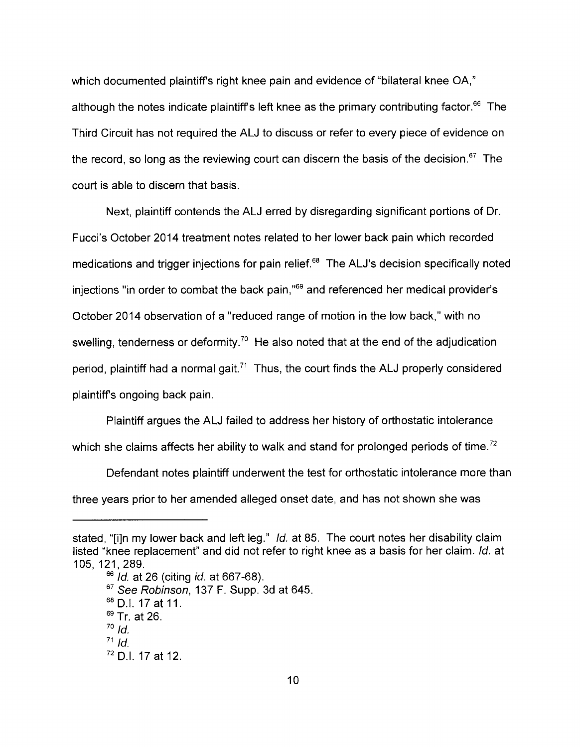which documented plaintiff's right knee pain and evidence of "bilateral knee OA," although the notes indicate plaintiff's left knee as the primary contributing factor.[66] The Third Circuit has not required the ALJ to discuss or refer to every piece of evidence on the record, so long as the reviewing court can discern the basis of the decision.[67] The court is able to discern that basis.

Next, plaintiff contends the ALJ erred by disregarding significant portions of Dr. Fucci's October 2014 treatment notes related to her lower back pain which recorded medications and trigger injections for pain relief.[68] The ALJ's decision specifically noted injections "in order to combat the back pain,"[69] and referenced her medical provider's October 2014 observation of a "reduced range of motion in the low back," with no swelling, tenderness or deformity.[70] He also noted that at the end of the adjudication period, plaintiff had a normal gait.[71] Thus, the court finds the ALJ properly considered plaintiff's ongoing back pain.

Plaintiff argues the ALJ failed to address her history of orthostatic intolerance which she claims affects her ability to walk and stand for prolonged periods of time.[72]

Defendant notes plaintiff underwent the test for orthostatic intolerance more than three years prior to her amended alleged onset date, and has not shown she was

---

stated, "[i]n my lower back and left leg." *Id.* at 85. The court notes her disability claim listed "knee replacement" and did not refer to right knee as a basis for her claim. *Id.* at 105, 121, 289.

[66] *Id.* at 26 (citing *id.* at 667-68).

[67] *See Robinson*, 137 F. Supp. 3d at 645.

[68] D.I. 17 at 11.

[69] Tr. at 26.

[70] *Id.*

[71] *Id.*

[72] D.I. 17 at 12.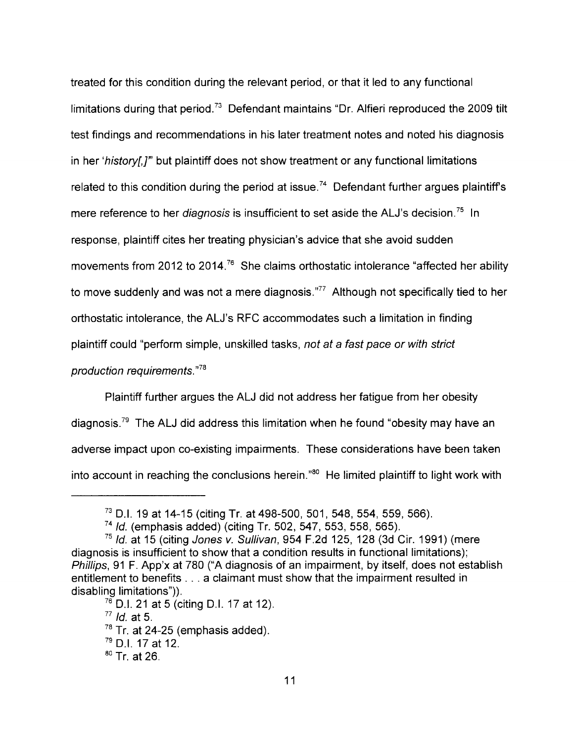treated for this condition during the relevant period, or that it led to any functional limitations during that period.[73] Defendant maintains "Dr. Alfieri reproduced the 2009 tilt test findings and recommendations in his later treatment notes and noted his diagnosis in her '*history[,]*'" but plaintiff does not show treatment or any functional limitations related to this condition during the period at issue.[74] Defendant further argues plaintiff's mere reference to her *diagnosis* is insufficient to set aside the ALJ's decision.[75] In response, plaintiff cites her treating physician's advice that she avoid sudden movements from 2012 to 2014.[76] She claims orthostatic intolerance "affected her ability to move suddenly and was not a mere diagnosis."[77] Although not specifically tied to her orthostatic intolerance, the ALJ's RFC accommodates such a limitation in finding plaintiff could "perform simple, unskilled tasks, *not at a fast pace or with strict production requirements*."[78]

Plaintiff further argues the ALJ did not address her fatigue from her obesity diagnosis.[79] The ALJ did address this limitation when he found "obesity may have an adverse impact upon co-existing impairments. These considerations have been taken into account in reaching the conclusions herein."[80] He limited plaintiff to light work with

---

[73] D.I. 19 at 14-15 (citing Tr. at 498-500, 501, 548, 554, 559, 566).

[74] *Id.* (emphasis added) (citing Tr. 502, 547, 553, 558, 565).

[75] *Id.* at 15 (citing *Jones v. Sullivan*, 954 F.2d 125, 128 (3d Cir. 1991) (mere diagnosis is insufficient to show that a condition results in functional limitations); *Phillips*, 91 F. App'x at 780 ("A diagnosis of an impairment, by itself, does not establish entitlement to benefits . . . a claimant must show that the impairment resulted in disabling limitations")).

[76] D.I. 21 at 5 (citing D.I. 17 at 12).

[77] *Id.* at 5.

[78] Tr. at 24-25 (emphasis added).

[79] D.I. 17 at 12.

[80] Tr. at 26.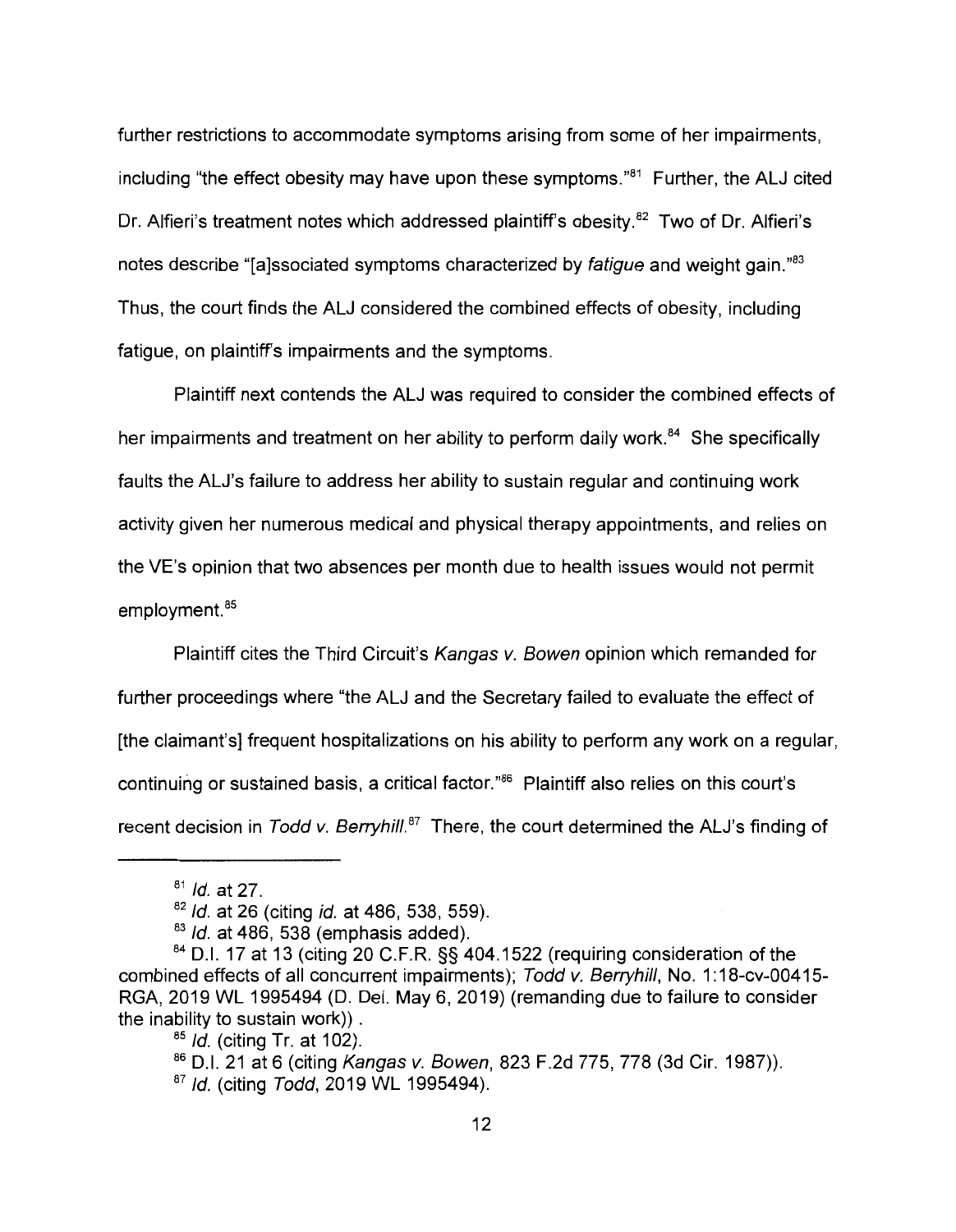further restrictions to accommodate symptoms arising from some of her impairments, including "the effect obesity may have upon these symptoms."[81] Further, the ALJ cited Dr. Alfieri's treatment notes which addressed plaintiff's obesity.[82] Two of Dr. Alfieri's notes describe "[a]ssociated symptoms characterized by *fatigue* and weight gain."[83] Thus, the court finds the ALJ considered the combined effects of obesity, including fatigue, on plaintiff's impairments and the symptoms.

Plaintiff next contends the ALJ was required to consider the combined effects of her impairments and treatment on her ability to perform daily work.[84] She specifically faults the ALJ's failure to address her ability to sustain regular and continuing work activity given her numerous medical and physical therapy appointments, and relies on the VE's opinion that two absences per month due to health issues would not permit employment.[85]

Plaintiff cites the Third Circuit's *Kangas v. Bowen* opinion which remanded for further proceedings where "the ALJ and the Secretary failed to evaluate the effect of [the claimant's] frequent hospitalizations on his ability to perform any work on a regular, continuing or sustained basis, a critical factor."[86] Plaintiff also relies on this court's recent decision in *Todd v. Berryhill*.[87] There, the court determined the ALJ's finding of

---

[81] *Id.* at 27.

[82] *Id.* at 26 (citing *id.* at 486, 538, 559).

[83] *Id.* at 486, 538 (emphasis added).

[84] D.I. 17 at 13 (citing 20 C.F.R. §§ 404.1522 (requiring consideration of the combined effects of all concurrent impairments); *Todd v. Berryhill*, No. 1:18-cv-00415-RGA, 2019 WL 1995494 (D. Del. May 6, 2019) (remanding due to failure to consider the inability to sustain work)) .

[85] *Id.* (citing Tr. at 102).

[86] D.I. 21 at 6 (citing *Kangas v. Bowen*, 823 F.2d 775, 778 (3d Cir. 1987)).

[87] *Id.* (citing *Todd*, 2019 WL 1995494).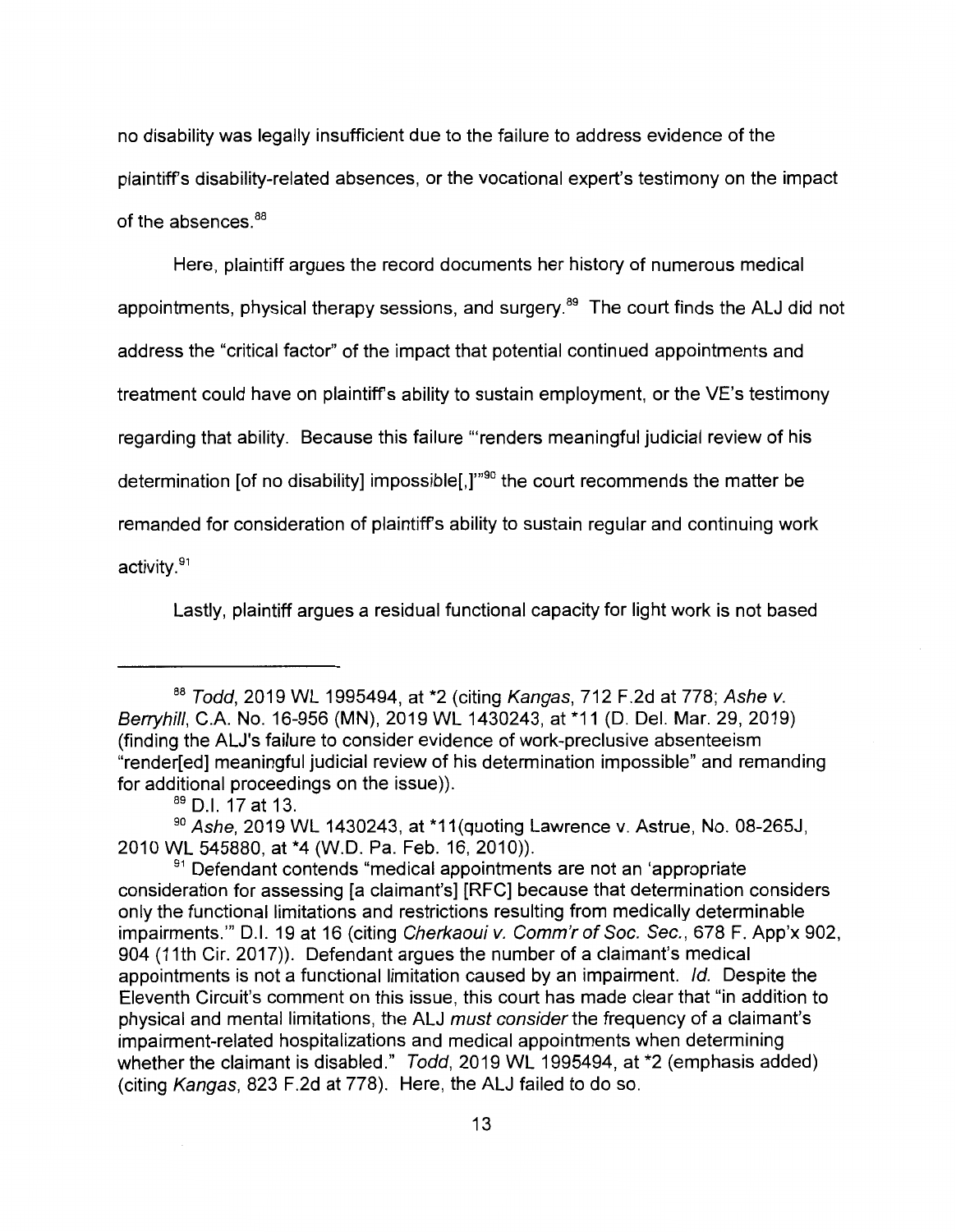no disability was legally insufficient due to the failure to address evidence of the plaintiff's disability-related absences, or the vocational expert's testimony on the impact of the absences.[88]

Here, plaintiff argues the record documents her history of numerous medical appointments, physical therapy sessions, and surgery.[89] The court finds the ALJ did not address the "critical factor" of the impact that potential continued appointments and treatment could have on plaintiff's ability to sustain employment, or the VE's testimony regarding that ability. Because this failure "'renders meaningful judicial review of his determination [of no disability] impossible[,]'"[90] the court recommends the matter be remanded for consideration of plaintiff's ability to sustain regular and continuing work activity.[91]

Lastly, plaintiff argues a residual functional capacity for light work is not based

---

[88] *Todd*, 2019 WL 1995494, at *2 (citing *Kangas*, 712 F.2d at 778; *Ashe v. Berryhill*, C.A. No. 16-956 (MN), 2019 WL 1430243, at *11 (D. Del. Mar. 29, 2019) (finding the ALJ's failure to consider evidence of work-preclusive absenteeism "render[ed] meaningful judicial review of his determination impossible" and remanding for additional proceedings on the issue)).

[89] D.I. 17 at 13.

[90] *Ashe*, 2019 WL 1430243, at *11(quoting Lawrence v. Astrue, No. 08-265J, 2010 WL 545880, at *4 (W.D. Pa. Feb. 16, 2010)).

[91] Defendant contends "medical appointments are not an 'appropriate consideration for assessing [a claimant's] [RFC] because that determination considers only the functional limitations and restrictions resulting from medically determinable impairments.'" D.I. 19 at 16 (citing *Cherkaoui v. Comm'r of Soc. Sec.*, 678 F. App'x 902, 904 (11th Cir. 2017)). Defendant argues the number of a claimant's medical appointments is not a functional limitation caused by an impairment. *Id.* Despite the Eleventh Circuit's comment on this issue, this court has made clear that "in addition to physical and mental limitations, the ALJ *must consider* the frequency of a claimant's impairment-related hospitalizations and medical appointments when determining whether the claimant is disabled." *Todd*, 2019 WL 1995494, at *2 (emphasis added) (citing *Kangas*, 823 F.2d at 778). Here, the ALJ failed to do so.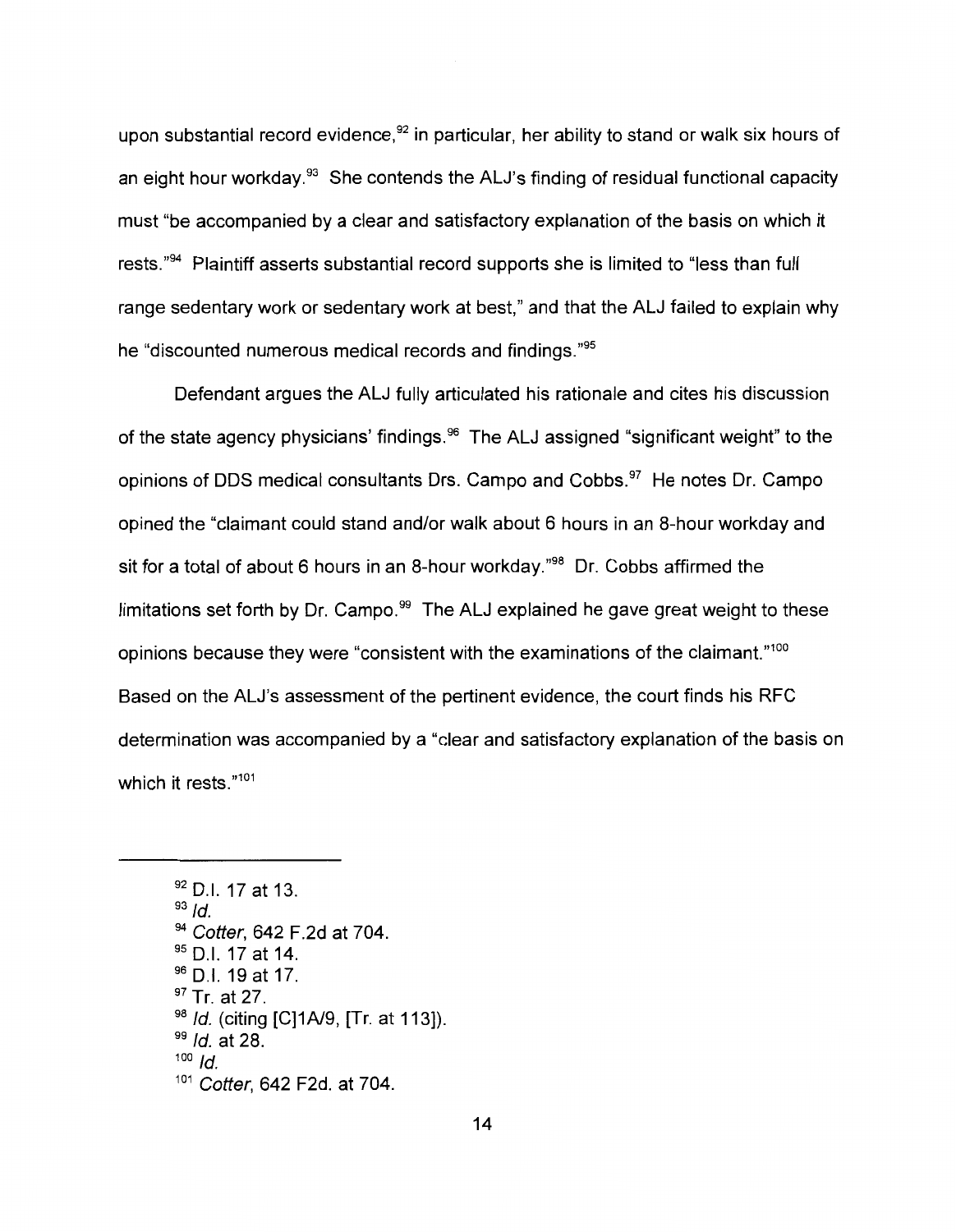upon substantial record evidence,[92] in particular, her ability to stand or walk six hours of an eight hour workday.[93] She contends the ALJ's finding of residual functional capacity must "be accompanied by a clear and satisfactory explanation of the basis on which it rests."[94] Plaintiff asserts substantial record supports she is limited to "less than full range sedentary work or sedentary work at best," and that the ALJ failed to explain why he "discounted numerous medical records and findings."[95]

Defendant argues the ALJ fully articulated his rationale and cites his discussion of the state agency physicians' findings.[96] The ALJ assigned "significant weight" to the opinions of DDS medical consultants Drs. Campo and Cobbs.[97] He notes Dr. Campo opined the "claimant could stand and/or walk about 6 hours in an 8-hour workday and sit for a total of about 6 hours in an 8-hour workday."[98] Dr. Cobbs affirmed the limitations set forth by Dr. Campo.[99] The ALJ explained he gave great weight to these opinions because they were "consistent with the examinations of the claimant."[100] Based on the ALJ's assessment of the pertinent evidence, the court finds his RFC determination was accompanied by a "clear and satisfactory explanation of the basis on which it rests."[101]

---

[92] D.I. 17 at 13.
[93] *Id.*
[94] *Cotter*, 642 F.2d at 704.
[95] D.I. 17 at 14.
[96] D.I. 19 at 17.
[97] Tr. at 27.
[98] *Id.* (citing [C]1A/9, [Tr. at 113]).
[99] *Id.* at 28.
[100] *Id.*
[101] *Cotter*, 642 F2d. at 704.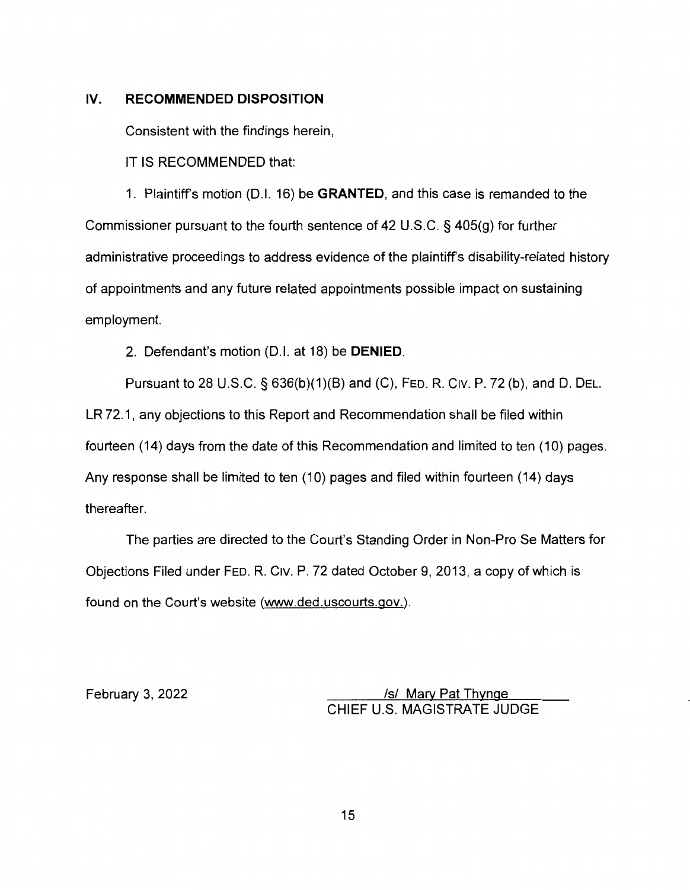## IV. RECOMMENDED DISPOSITION

Consistent with the findings herein,

IT IS RECOMMENDED that:

1. Plaintiff's motion (D.I. 16) be **GRANTED**, and this case is remanded to the Commissioner pursuant to the fourth sentence of 42 U.S.C. § 405(g) for further administrative proceedings to address evidence of the plaintiff's disability-related history of appointments and any future related appointments possible impact on sustaining employment.

2. Defendant's motion (D.I. at 18) be **DENIED**.

Pursuant to 28 U.S.C. § 636(b)(1)(B) and (C), FED. R. CIV. P. 72 (b), and D. DEL. LR 72.1, any objections to this Report and Recommendation shall be filed within fourteen (14) days from the date of this Recommendation and limited to ten (10) pages. Any response shall be limited to ten (10) pages and filed within fourteen (14) days thereafter.

The parties are directed to the Court's Standing Order in Non-Pro Se Matters for Objections Filed under FED. R. CIV. P. 72 dated October 9, 2013, a copy of which is found on the Court's website (www.ded.uscourts.gov.).

February 3, 2022

/s/ Mary Pat Thynge
CHIEF U.S. MAGISTRATE JUDGE